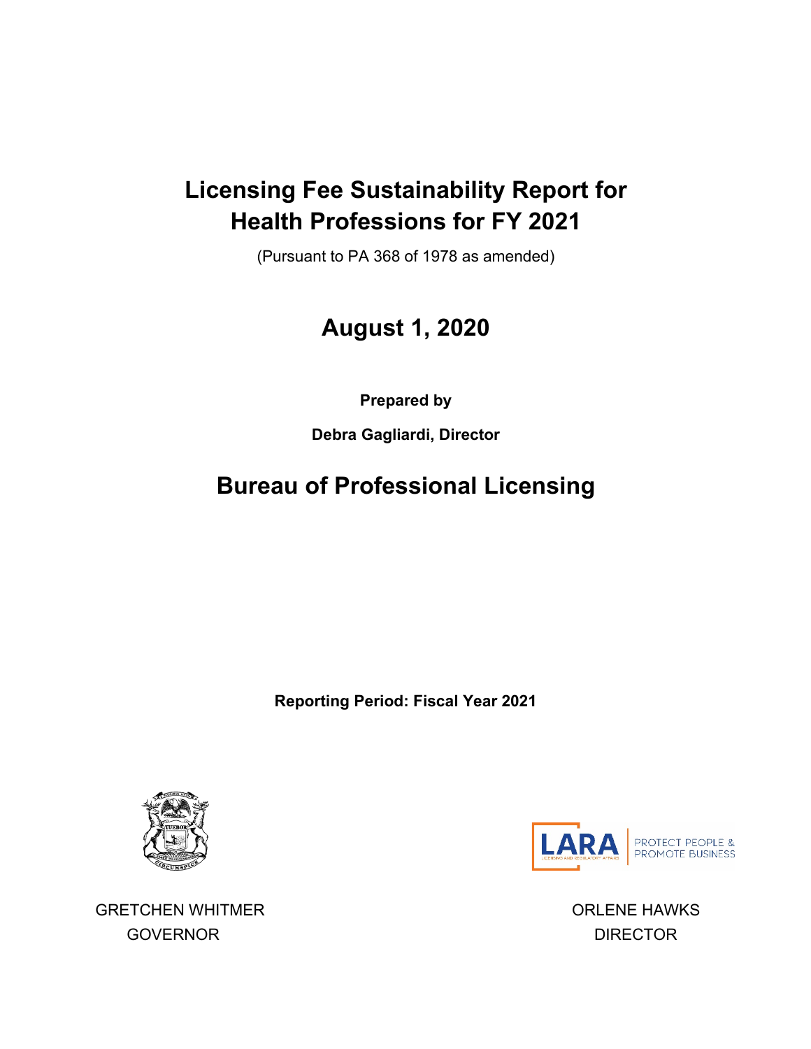# Licensing Fee Sustainability Report for Health Professions for FY 2021

(Pursuant to PA 368 of 1978 as amended)

## August 1, 2020

**Prepared by**

**Debra Gagliardi, Director**

## Bureau of Professional Licensing

**Reporting Period: Fiscal Year 2021**

LARA — LICENSING AND REGULATORY AFFAIRS — PROTECT PEOPLE & PROMOTE BUSINESS

GRETCHEN WHITMER
GOVERNOR

ORLENE HAWKS
DIRECTOR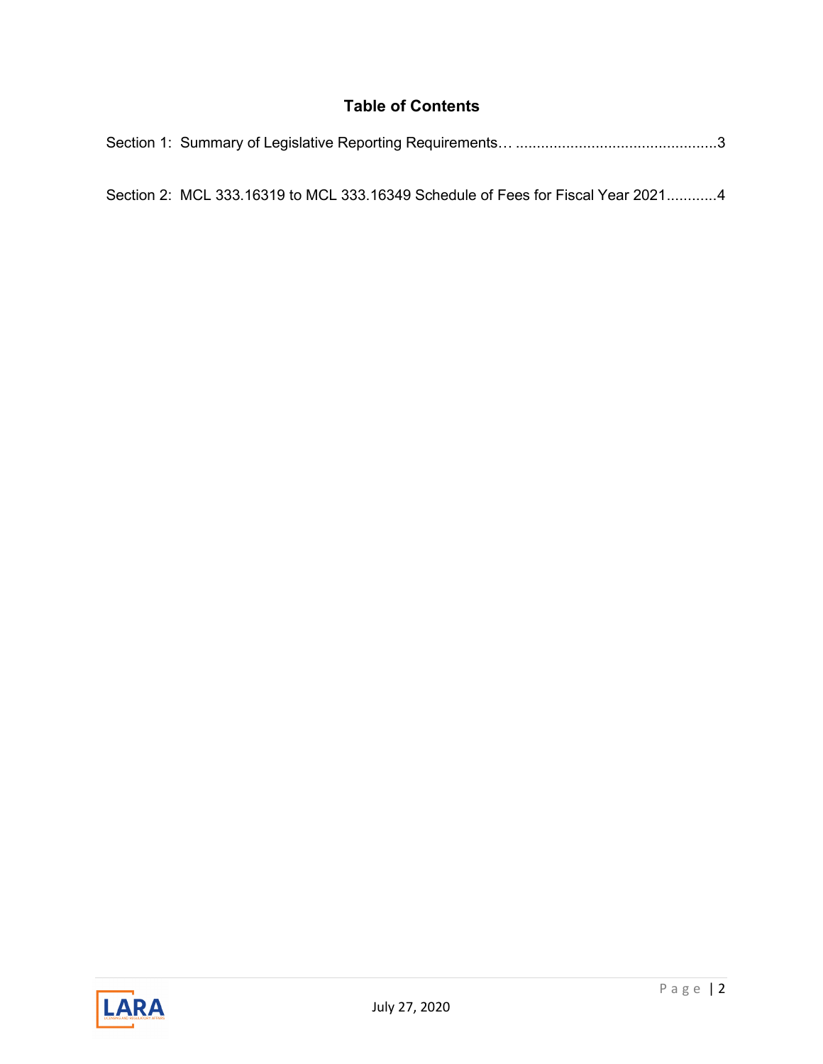## Table of Contents

Section 1: Summary of Legislative Reporting Requirements… ................................................3

Section 2: MCL 333.16319 to MCL 333.16349 Schedule of Fees for Fiscal Year 2021............4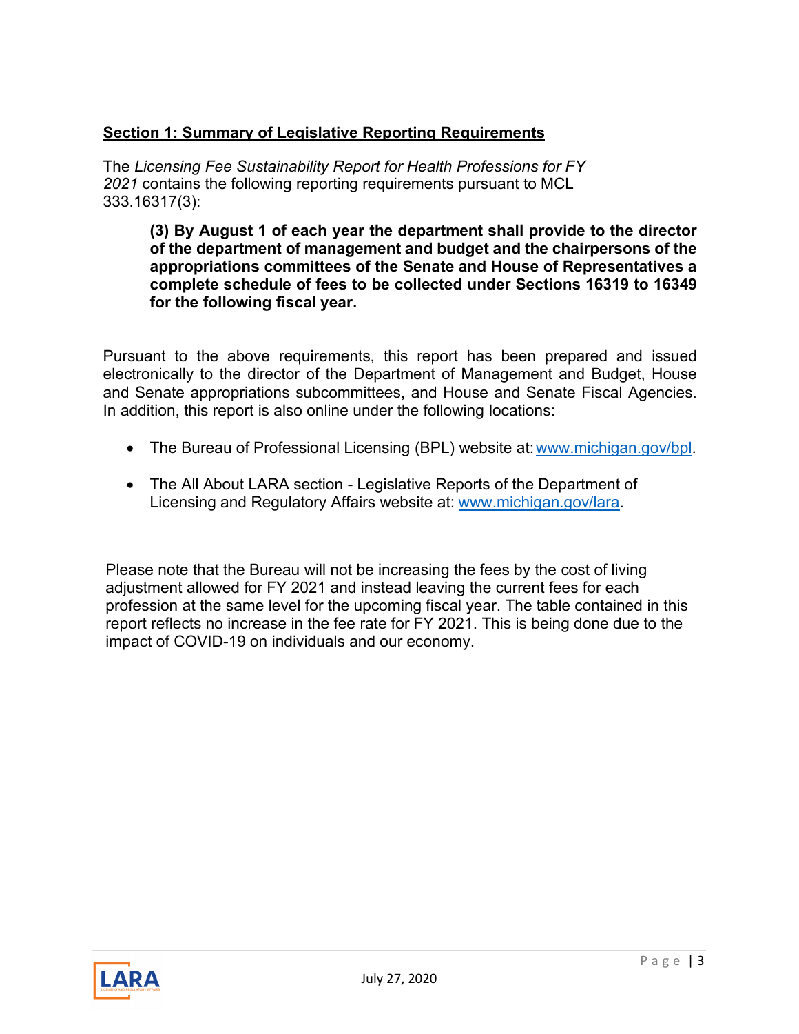## Section 1: Summary of Legislative Reporting Requirements

The *Licensing Fee Sustainability Report for Health Professions for FY 2021* contains the following reporting requirements pursuant to MCL 333.16317(3):

> **(3) By August 1 of each year the department shall provide to the director of the department of management and budget and the chairpersons of the appropriations committees of the Senate and House of Representatives a complete schedule of fees to be collected under Sections 16319 to 16349 for the following fiscal year.**

Pursuant to the above requirements, this report has been prepared and issued electronically to the director of the Department of Management and Budget, House and Senate appropriations subcommittees, and House and Senate Fiscal Agencies. In addition, this report is also online under the following locations:

- The Bureau of Professional Licensing (BPL) website at: www.michigan.gov/bpl.
- The All About LARA section - Legislative Reports of the Department of Licensing and Regulatory Affairs website at: www.michigan.gov/lara.

Please note that the Bureau will not be increasing the fees by the cost of living adjustment allowed for FY 2021 and instead leaving the current fees for each profession at the same level for the upcoming fiscal year. The table contained in this report reflects no increase in the fee rate for FY 2021. This is being done due to the impact of COVID-19 on individuals and our economy.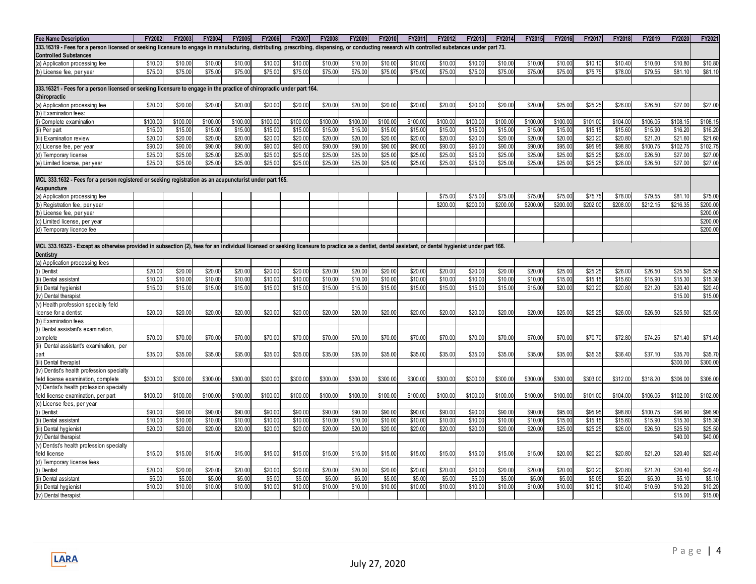| Fee Name Description | FY2002 | FY2003 | FY2004 | FY2005 | FY2006 | FY2007 | FY2008 | FY2009 | FY2010 | FY2011 | FY2012 | FY2013 | FY2014 | FY2015 | FY2016 | FY2017 | FY2018 | FY2019 | FY2020 | FY2021 |
|---|---|---|---|---|---|---|---|---|---|---|---|---|---|---|---|---|---|---|---|---|
| **333.16319 - Fees for a person licensed or seeking licensure to engage in manufacturing, distributing, prescribing, dispensing, or conducting research with controlled substances under part 73.** | | | | | | | | | | | | | | | | | | | | |
| **Controlled Substances** | | | | | | | | | | | | | | | | | | | | |
| (a) Application processing fee | $10.00 | $10.00 | $10.00 | $10.00 | $10.00 | $10.00 | $10.00 | $10.00 | $10.00 | $10.00 | $10.00 | $10.00 | $10.00 | $10.00 | $10.00 | $10.10 | $10.40 | $10.60 | $10.80 | $10.80 |
| (b) License fee, per year | $75.00 | $75.00 | $75.00 | $75.00 | $75.00 | $75.00 | $75.00 | $75.00 | $75.00 | $75.00 | $75.00 | $75.00 | $75.00 | $75.00 | $75.00 | $75.75 | $78.00 | $79.55 | $81.10 | $81.10 |
| | | | | | | | | | | | | | | | | | | | | |
| **333.16321 - Fees for a person licensed or seeking licensure to engage in the practice of chiropractic under part 164.** | | | | | | | | | | | | | | | | | | | | |
| **Chiropractic** | | | | | | | | | | | | | | | | | | | | |
| (a) Application processing fee | $20.00 | $20.00 | $20.00 | $20.00 | $20.00 | $20.00 | $20.00 | $20.00 | $20.00 | $20.00 | $20.00 | $20.00 | $20.00 | $20.00 | $25.00 | $25.25 | $26.00 | $26.50 | $27.00 | $27.00 |
| (b) Examination fees: | | | | | | | | | | | | | | | | | | | | |
| (i) Complete examination | $100.00 | $100.00 | $100.00 | $100.00 | $100.00 | $100.00 | $100.00 | $100.00 | $100.00 | $100.00 | $100.00 | $100.00 | $100.00 | $100.00 | $100.00 | $101.00 | $104.00 | $106.05 | $108.15 | $108.15 |
| (ii) Per part | $15.00 | $15.00 | $15.00 | $15.00 | $15.00 | $15.00 | $15.00 | $15.00 | $15.00 | $15.00 | $15.00 | $15.00 | $15.00 | $15.00 | $15.00 | $15.15 | $15.60 | $15.90 | $16.20 | $16.20 |
| (iii) Examination review | $20.00 | $20.00 | $20.00 | $20.00 | $20.00 | $20.00 | $20.00 | $20.00 | $20.00 | $20.00 | $20.00 | $20.00 | $20.00 | $20.00 | $20.00 | $20.20 | $20.80 | $21.20 | $21.60 | $21.60 |
| (c) License fee, per year | $90.00 | $90.00 | $90.00 | $90.00 | $90.00 | $90.00 | $90.00 | $90.00 | $90.00 | $90.00 | $90.00 | $90.00 | $90.00 | $90.00 | $95.00 | $95.95 | $98.80 | $100.75 | $102.75 | $102.75 |
| (d) Temporary license | $25.00 | $25.00 | $25.00 | $25.00 | $25.00 | $25.00 | $25.00 | $25.00 | $25.00 | $25.00 | $25.00 | $25.00 | $25.00 | $25.00 | $25.00 | $25.25 | $26.00 | $26.50 | $27.00 | $27.00 |
| (e) Limited license, per year | $25.00 | $25.00 | $25.00 | $25.00 | $25.00 | $25.00 | $25.00 | $25.00 | $25.00 | $25.00 | $25.00 | $25.00 | $25.00 | $25.00 | $25.00 | $25.25 | $26.00 | $26.50 | $27.00 | $27.00 |
| | | | | | | | | | | | | | | | | | | | | |
| **MCL 333.1632 - Fees for a person registered or seeking registration as an acupuncturist under part 165.** | | | | | | | | | | | | | | | | | | | | |
| **Acupuncture** | | | | | | | | | | | | | | | | | | | | |
| (a) Application processing fee | | | | | | | | | | | $75.00 | $75.00 | $75.00 | $75.00 | $75.00 | $75.75 | $78.00 | $79.55 | $81.10 | $75.00 |
| (b) Registration fee, per year | | | | | | | | | | | $200.00 | $200.00 | $200.00 | $200.00 | $200.00 | $202.00 | $208.00 | $212.15 | $216.35 | $200.00 |
| (b) License fee, per year | | | | | | | | | | | | | | | | | | | | $200.00 |
| (c) Limited license, per year | | | | | | | | | | | | | | | | | | | | $200.00 |
| (d) Temporary licence fee | | | | | | | | | | | | | | | | | | | | $200.00 |
| | | | | | | | | | | | | | | | | | | | | |
| **MCL 333.16323 - Except as otherwise provided in subsection (2), fees for an individual licensed or seeking licensure to practice as a dentist, dental assistant, or dental hygienist under part 166.** | | | | | | | | | | | | | | | | | | | | |
| **Dentistry** | | | | | | | | | | | | | | | | | | | | |
| (a) Application processing fees | | | | | | | | | | | | | | | | | | | | |
| (i) Dentist | $20.00 | $20.00 | $20.00 | $20.00 | $20.00 | $20.00 | $20.00 | $20.00 | $20.00 | $20.00 | $20.00 | $20.00 | $20.00 | $20.00 | $25.00 | $25.25 | $26.00 | $26.50 | $25.50 | $25.50 |
| (ii) Dental assistant | $10.00 | $10.00 | $10.00 | $10.00 | $10.00 | $10.00 | $10.00 | $10.00 | $10.00 | $10.00 | $10.00 | $10.00 | $10.00 | $10.00 | $15.00 | $15.15 | $15.60 | $15.90 | $15.30 | $15.30 |
| (iii) Dental hygienist | $15.00 | $15.00 | $15.00 | $15.00 | $15.00 | $15.00 | $15.00 | $15.00 | $15.00 | $15.00 | $15.00 | $15.00 | $15.00 | $15.00 | $20.00 | $20.20 | $20.80 | $21.20 | $20.40 | $20.40 |
| (iv) Dental therapist | | | | | | | | | | | | | | | | | | | $15.00 | $15.00 |
| (v) Health profession specialty field license for a dentist | $20.00 | $20.00 | $20.00 | $20.00 | $20.00 | $20.00 | $20.00 | $20.00 | $20.00 | $20.00 | $20.00 | $20.00 | $20.00 | $20.00 | $25.00 | $25.25 | $26.00 | $26.50 | $25.50 | $25.50 |
| (b) Examination fees | | | | | | | | | | | | | | | | | | | | |
| (i) Dental assistant's examination, complete | $70.00 | $70.00 | $70.00 | $70.00 | $70.00 | $70.00 | $70.00 | $70.00 | $70.00 | $70.00 | $70.00 | $70.00 | $70.00 | $70.00 | $70.00 | $70.70 | $72.80 | $74.25 | $71.40 | $71.40 |
| (ii) Dental assistant's examination, per part | $35.00 | $35.00 | $35.00 | $35.00 | $35.00 | $35.00 | $35.00 | $35.00 | $35.00 | $35.00 | $35.00 | $35.00 | $35.00 | $35.00 | $35.00 | $35.35 | $36.40 | $37.10 | $35.70 | $35.70 |
| (iii) Dental therapist | | | | | | | | | | | | | | | | | | | $300.00 | $300.00 |
| (iv) Dentist's health profession specialty field license examination, complete | $300.00 | $300.00 | $300.00 | $300.00 | $300.00 | $300.00 | $300.00 | $300.00 | $300.00 | $300.00 | $300.00 | $300.00 | $300.00 | $300.00 | $300.00 | $303.00 | $312.00 | $318.20 | $306.00 | $306.00 |
| (v) Dentist's health profession specialty field license examination, per part | $100.00 | $100.00 | $100.00 | $100.00 | $100.00 | $100.00 | $100.00 | $100.00 | $100.00 | $100.00 | $100.00 | $100.00 | $100.00 | $100.00 | $100.00 | $101.00 | $104.00 | $106.05 | $102.00 | $102.00 |
| (c) License fees, per year | | | | | | | | | | | | | | | | | | | | |
| (i) Dentist | $90.00 | $90.00 | $90.00 | $90.00 | $90.00 | $90.00 | $90.00 | $90.00 | $90.00 | $90.00 | $90.00 | $90.00 | $90.00 | $90.00 | $95.00 | $95.95 | $98.80 | $100.75 | $96.90 | $96.90 |
| (ii) Dental assistant | $10.00 | $10.00 | $10.00 | $10.00 | $10.00 | $10.00 | $10.00 | $10.00 | $10.00 | $10.00 | $10.00 | $10.00 | $10.00 | $10.00 | $15.00 | $15.15 | $15.60 | $15.90 | $15.30 | $15.30 |
| (iii) Dental hygienist | $20.00 | $20.00 | $20.00 | $20.00 | $20.00 | $20.00 | $20.00 | $20.00 | $20.00 | $20.00 | $20.00 | $20.00 | $20.00 | $20.00 | $25.00 | $25.25 | $26.00 | $26.50 | $25.50 | $25.50 |
| (iv) Dental therapist | | | | | | | | | | | | | | | | | | | $40.00 | $40.00 |
| (v) Dentist's health profession specialty field license | $15.00 | $15.00 | $15.00 | $15.00 | $15.00 | $15.00 | $15.00 | $15.00 | $15.00 | $15.00 | $15.00 | $15.00 | $15.00 | $15.00 | $20.00 | $20.20 | $20.80 | $21.20 | $20.40 | $20.40 |
| (d) Temporary license fees | | | | | | | | | | | | | | | | | | | | |
| (i) Dentist | $20.00 | $20.00 | $20.00 | $20.00 | $20.00 | $20.00 | $20.00 | $20.00 | $20.00 | $20.00 | $20.00 | $20.00 | $20.00 | $20.00 | $20.00 | $20.20 | $20.80 | $21.20 | $20.40 | $20.40 |
| (ii) Dental assistant | $5.00 | $5.00 | $5.00 | $5.00 | $5.00 | $5.00 | $5.00 | $5.00 | $5.00 | $5.00 | $5.00 | $5.00 | $5.00 | $5.00 | $5.00 | $5.05 | $5.20 | $5.30 | $5.10 | $5.10 |
| (iii) Dental hygienist | $10.00 | $10.00 | $10.00 | $10.00 | $10.00 | $10.00 | $10.00 | $10.00 | $10.00 | $10.00 | $10.00 | $10.00 | $10.00 | $10.00 | $10.00 | $10.10 | $10.40 | $10.60 | $10.20 | $10.20 |
| (iv) Dental therapist | | | | | | | | | | | | | | | | | | | $15.00 | $15.00 |

July 27, 2020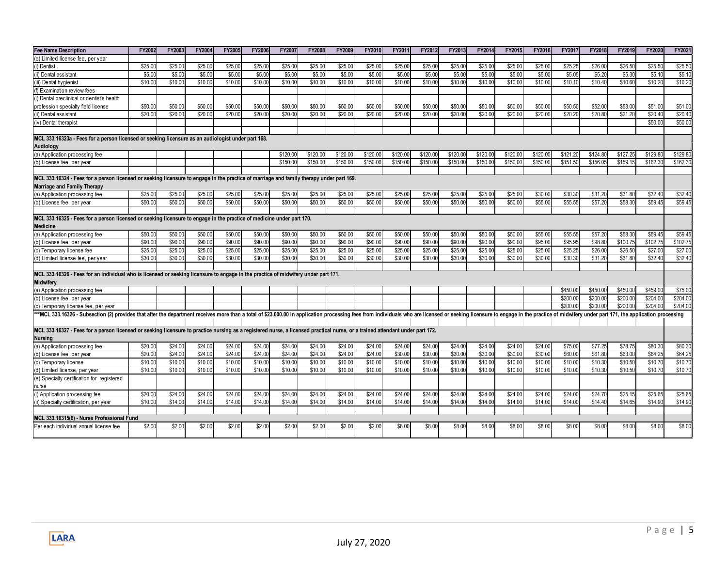| Fee Name Description | FY2002 | FY2003 | FY2004 | FY2005 | FY2006 | FY2007 | FY2008 | FY2009 | FY2010 | FY2011 | FY2012 | FY2013 | FY2014 | FY2015 | FY2016 | FY2017 | FY2018 | FY2019 | FY2020 | FY2021 |
|---|---|---|---|---|---|---|---|---|---|---|---|---|---|---|---|---|---|---|---|---|
| (e) Limited license fee, per year | | | | | | | | | | | | | | | | | | | | |
| (i) Dentist | $25.00 | $25.00 | $25.00 | $25.00 | $25.00 | $25.00 | $25.00 | $25.00 | $25.00 | $25.00 | $25.00 | $25.00 | $25.00 | $25.00 | $25.00 | $25.25 | $26.00 | $26.50 | $25.50 | $25.50 |
| (ii) Dental assistant | $5.00 | $5.00 | $5.00 | $5.00 | $5.00 | $5.00 | $5.00 | $5.00 | $5.00 | $5.00 | $5.00 | $5.00 | $5.00 | $5.00 | $5.00 | $5.05 | $5.20 | $5.30 | $5.10 | $5.10 |
| (iii) Dental hygienist | $10.00 | $10.00 | $10.00 | $10.00 | $10.00 | $10.00 | $10.00 | $10.00 | $10.00 | $10.00 | $10.00 | $10.00 | $10.00 | $10.00 | $10.00 | $10.10 | $10.40 | $10.60 | $10.20 | $10.20 |
| (f) Examination review fees | | | | | | | | | | | | | | | | | | | | |
| (i) Dental preclinical or dentist's health profession specialty field license | $50.00 | $50.00 | $50.00 | $50.00 | $50.00 | $50.00 | $50.00 | $50.00 | $50.00 | $50.00 | $50.00 | $50.00 | $50.00 | $50.00 | $50.00 | $50.50 | $52.00 | $53.00 | $51.00 | $51.00 |
| (ii) Dental assistant | $20.00 | $20.00 | $20.00 | $20.00 | $20.00 | $20.00 | $20.00 | $20.00 | $20.00 | $20.00 | $20.00 | $20.00 | $20.00 | $20.00 | $20.00 | $20.20 | $20.80 | $21.20 | $20.40 | $20.40 |
| (iv) Dental therapist | | | | | | | | | | | | | | | | | | | $50.00 | $50.00 |
| **MCL 333.16323a - Fees for a person licensed or seeking licensure as an audiologist under part 168.** | | | | | | | | | | | | | | | | | | | | |
| **Audiology** | | | | | | | | | | | | | | | | | | | | |
| (a) Application processing fee | | | | | | $120.00 | $120.00 | $120.00 | $120.00 | $120.00 | $120.00 | $120.00 | $120.00 | $120.00 | $120.00 | $121.20 | $124.80 | $127.25 | $129.80 | $129.80 |
| (b) License fee, per year | | | | | | $150.00 | $150.00 | $150.00 | $150.00 | $150.00 | $150.00 | $150.00 | $150.00 | $150.00 | $150.00 | $151.50 | $156.05 | $159.15 | $162.30 | $162.30 |
| **MCL 333.16324 - Fees for a person licensed or seeking licensure to engage in the practice of marriage and family therapy under part 169.** | | | | | | | | | | | | | | | | | | | | |
| **Marriage and Family Therapy** | | | | | | | | | | | | | | | | | | | | |
| (a) Application processing fee | $25.00 | $25.00 | $25.00 | $25.00 | $25.00 | $25.00 | $25.00 | $25.00 | $25.00 | $25.00 | $25.00 | $25.00 | $25.00 | $25.00 | $30.00 | $30.30 | $31.20 | $31.80 | $32.40 | $32.40 |
| (b) License fee, per year | $50.00 | $50.00 | $50.00 | $50.00 | $50.00 | $50.00 | $50.00 | $50.00 | $50.00 | $50.00 | $50.00 | $50.00 | $50.00 | $50.00 | $55.00 | $55.55 | $57.20 | $58.30 | $59.45 | $59.45 |
| **MCL 333.16325 - Fees for a person licensed or seeking licensure to engage in the practice of medicine under part 170.** | | | | | | | | | | | | | | | | | | | | |
| **Medicine** | | | | | | | | | | | | | | | | | | | | |
| (a) Application processing fee | $50.00 | $50.00 | $50.00 | $50.00 | $50.00 | $50.00 | $50.00 | $50.00 | $50.00 | $50.00 | $50.00 | $50.00 | $50.00 | $50.00 | $55.00 | $55.55 | $57.20 | $58.30 | $59.45 | $59.45 |
| (b) License fee, per year | $90.00 | $90.00 | $90.00 | $90.00 | $90.00 | $90.00 | $90.00 | $90.00 | $90.00 | $90.00 | $90.00 | $90.00 | $90.00 | $90.00 | $95.00 | $95.95 | $98.80 | $100.75 | $102.75 | $102.75 |
| (c) Temporary license fee | $25.00 | $25.00 | $25.00 | $25.00 | $25.00 | $25.00 | $25.00 | $25.00 | $25.00 | $25.00 | $25.00 | $25.00 | $25.00 | $25.00 | $25.00 | $25.25 | $26.00 | $26.50 | $27.00 | $27.00 |
| (d) Limited license fee, per year | $30.00 | $30.00 | $30.00 | $30.00 | $30.00 | $30.00 | $30.00 | $30.00 | $30.00 | $30.00 | $30.00 | $30.00 | $30.00 | $30.00 | $30.00 | $30.30 | $31.20 | $31.80 | $32.40 | $32.40 |
| **MCL 333.16326 - Fees for an individual who is licensed or seeking licensure to engage in the practice of midwifery under part 171.** | | | | | | | | | | | | | | | | | | | | |
| **Midwifery** | | | | | | | | | | | | | | | | | | | | |
| (a) Application processing fee | | | | | | | | | | | | | | | | $450.00 | $450.00 | $450.00 | $459.00 | $75.00 |
| (b) License fee, per year | | | | | | | | | | | | | | | | $200.00 | $200.00 | $200.00 | $204.00 | $204.00 |
| (c) Temporary license fee, per year | | | | | | | | | | | | | | | | $200.00 | $200.00 | $200.00 | $204.00 | $204.00 |
| ***MCL 333.16326 - Subsection (2) provides that after the department receives more than a total of $23,000.00 in application processing fees from individuals who are licensed or seeking licensure to engage in the practice of midwifery under part 171, the application processing | | | | | | | | | | | | | | | | | | | | |
| **MCL 333.16327 - Fees for a person licensed or seeking licensure to practice nursing as a registered nurse, a licensed practical nurse, or a trained attendant under part 172.** | | | | | | | | | | | | | | | | | | | | |
| **Nursing** | | | | | | | | | | | | | | | | | | | | |
| (a) Application processing fee | $20.00 | $24.00 | $24.00 | $24.00 | $24.00 | $24.00 | $24.00 | $24.00 | $24.00 | $24.00 | $24.00 | $24.00 | $24.00 | $24.00 | $24.00 | $75.00 | $77.25 | $78.75 | $80.30 | $80.30 |
| (b) License fee, per year | $20.00 | $24.00 | $24.00 | $24.00 | $24.00 | $24.00 | $24.00 | $24.00 | $24.00 | $30.00 | $30.00 | $30.00 | $30.00 | $30.00 | $30.00 | $60.00 | $61.80 | $63.00 | $64.25 | $64.25 |
| (c) Temporary license | $10.00 | $10.00 | $10.00 | $10.00 | $10.00 | $10.00 | $10.00 | $10.00 | $10.00 | $10.00 | $10.00 | $10.00 | $10.00 | $10.00 | $10.00 | $10.00 | $10.30 | $10.50 | $10.70 | $10.70 |
| (d) Limited license, per year | $10.00 | $10.00 | $10.00 | $10.00 | $10.00 | $10.00 | $10.00 | $10.00 | $10.00 | $10.00 | $10.00 | $10.00 | $10.00 | $10.00 | $10.00 | $10.00 | $10.30 | $10.50 | $10.70 | $10.70 |
| (e) Specialty certification for registered nurse | | | | | | | | | | | | | | | | | | | | |
| (i) Application processing fee | $20.00 | $24.00 | $24.00 | $24.00 | $24.00 | $24.00 | $24.00 | $24.00 | $24.00 | $24.00 | $24.00 | $24.00 | $24.00 | $24.00 | $24.00 | $24.00 | $24.70 | $25.15 | $25.65 | $25.65 |
| (ii) Specialty certification, per year | $10.00 | $14.00 | $14.00 | $14.00 | $14.00 | $14.00 | $14.00 | $14.00 | $14.00 | $14.00 | $14.00 | $14.00 | $14.00 | $14.00 | $14.00 | $14.00 | $14.40 | $14.65 | $14.90 | $14.90 |
| **MCL 333.16315(6) - Nurse Professional Fund** | | | | | | | | | | | | | | | | | | | | |
| Per each individual annual license fee | $2.00 | $2.00 | $2.00 | $2.00 | $2.00 | $2.00 | $2.00 | $2.00 | $2.00 | $8.00 | $8.00 | $8.00 | $8.00 | $8.00 | $8.00 | $8.00 | $8.00 | $8.00 | $8.00 | $8.00 |

July 27, 2020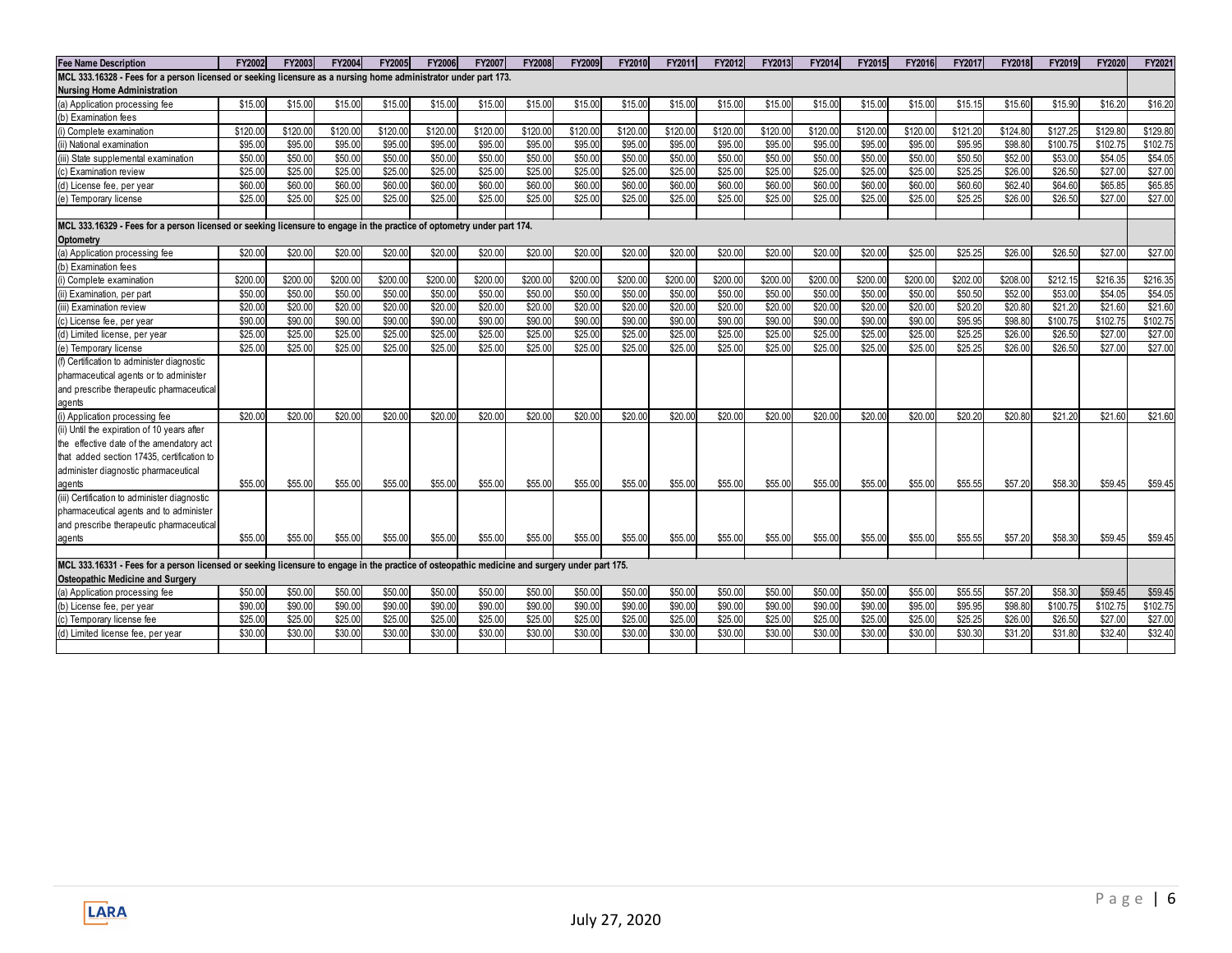| Fee Name Description | FY2002 | FY2003 | FY2004 | FY2005 | FY2006 | FY2007 | FY2008 | FY2009 | FY2010 | FY2011 | FY2012 | FY2013 | FY2014 | FY2015 | FY2016 | FY2017 | FY2018 | FY2019 | FY2020 | FY2021 |
|---|---|---|---|---|---|---|---|---|---|---|---|---|---|---|---|---|---|---|---|---|
| **MCL 333.16328 - Fees for a person licensed or seeking licensure as a nursing home administrator under part 173.** | | | | | | | | | | | | | | | | | | | | |
| **Nursing Home Administration** | | | | | | | | | | | | | | | | | | | | |
| (a) Application processing fee | $15.00 | $15.00 | $15.00 | $15.00 | $15.00 | $15.00 | $15.00 | $15.00 | $15.00 | $15.00 | $15.00 | $15.00 | $15.00 | $15.00 | $15.00 | $15.15 | $15.60 | $15.90 | $16.20 | $16.20 |
| (b) Examination fees | | | | | | | | | | | | | | | | | | | | |
| (i) Complete examination | $120.00 | $120.00 | $120.00 | $120.00 | $120.00 | $120.00 | $120.00 | $120.00 | $120.00 | $120.00 | $120.00 | $120.00 | $120.00 | $120.00 | $120.00 | $121.20 | $124.80 | $127.25 | $129.80 | $129.80 |
| (ii) National examination | $95.00 | $95.00 | $95.00 | $95.00 | $95.00 | $95.00 | $95.00 | $95.00 | $95.00 | $95.00 | $95.00 | $95.00 | $95.00 | $95.00 | $95.00 | $95.95 | $98.80 | $100.75 | $102.75 | $102.75 |
| (iii) State supplemental examination | $50.00 | $50.00 | $50.00 | $50.00 | $50.00 | $50.00 | $50.00 | $50.00 | $50.00 | $50.00 | $50.00 | $50.00 | $50.00 | $50.00 | $50.00 | $50.50 | $52.00 | $53.00 | $54.05 | $54.05 |
| (c) Examination review | $25.00 | $25.00 | $25.00 | $25.00 | $25.00 | $25.00 | $25.00 | $25.00 | $25.00 | $25.00 | $25.00 | $25.00 | $25.00 | $25.00 | $25.00 | $25.25 | $26.00 | $26.50 | $27.00 | $27.00 |
| (d) License fee, per year | $60.00 | $60.00 | $60.00 | $60.00 | $60.00 | $60.00 | $60.00 | $60.00 | $60.00 | $60.00 | $60.00 | $60.00 | $60.00 | $60.00 | $60.00 | $60.60 | $62.40 | $64.60 | $65.85 | $65.85 |
| (e) Temporary license | $25.00 | $25.00 | $25.00 | $25.00 | $25.00 | $25.00 | $25.00 | $25.00 | $25.00 | $25.00 | $25.00 | $25.00 | $25.00 | $25.00 | $25.00 | $25.25 | $26.00 | $26.50 | $27.00 | $27.00 |
| | | | | | | | | | | | | | | | | | | | | |
| **MCL 333.16329 - Fees for a person licensed or seeking licensure to engage in the practice of optometry under part 174.** | | | | | | | | | | | | | | | | | | | | |
| **Optometry** | | | | | | | | | | | | | | | | | | | | |
| (a) Application processing fee | $20.00 | $20.00 | $20.00 | $20.00 | $20.00 | $20.00 | $20.00 | $20.00 | $20.00 | $20.00 | $20.00 | $20.00 | $20.00 | $20.00 | $25.00 | $25.25 | $26.00 | $26.50 | $27.00 | $27.00 |
| (b) Examination fees | | | | | | | | | | | | | | | | | | | | |
| (i) Complete examination | $200.00 | $200.00 | $200.00 | $200.00 | $200.00 | $200.00 | $200.00 | $200.00 | $200.00 | $200.00 | $200.00 | $200.00 | $200.00 | $200.00 | $200.00 | $202.00 | $208.00 | $212.15 | $216.35 | $216.35 |
| (ii) Examination, per part | $50.00 | $50.00 | $50.00 | $50.00 | $50.00 | $50.00 | $50.00 | $50.00 | $50.00 | $50.00 | $50.00 | $50.00 | $50.00 | $50.00 | $50.00 | $50.50 | $52.00 | $53.00 | $54.05 | $54.05 |
| (iii) Examination review | $20.00 | $20.00 | $20.00 | $20.00 | $20.00 | $20.00 | $20.00 | $20.00 | $20.00 | $20.00 | $20.00 | $20.00 | $20.00 | $20.00 | $20.00 | $20.20 | $20.80 | $21.20 | $21.60 | $21.60 |
| (c) License fee, per year | $90.00 | $90.00 | $90.00 | $90.00 | $90.00 | $90.00 | $90.00 | $90.00 | $90.00 | $90.00 | $90.00 | $90.00 | $90.00 | $90.00 | $90.00 | $95.95 | $98.80 | $100.75 | $102.75 | $102.75 |
| (d) Limited license, per year | $25.00 | $25.00 | $25.00 | $25.00 | $25.00 | $25.00 | $25.00 | $25.00 | $25.00 | $25.00 | $25.00 | $25.00 | $25.00 | $25.00 | $25.00 | $25.25 | $26.00 | $26.50 | $27.00 | $27.00 |
| (e) Temporary license | $25.00 | $25.00 | $25.00 | $25.00 | $25.00 | $25.00 | $25.00 | $25.00 | $25.00 | $25.00 | $25.00 | $25.00 | $25.00 | $25.00 | $25.00 | $25.25 | $26.00 | $26.50 | $27.00 | $27.00 |
| (f) Certification to administer diagnostic pharmaceutical agents or to administer and prescribe therapeutic pharmaceutical agents | | | | | | | | | | | | | | | | | | | | |
| (i) Application processing fee | $20.00 | $20.00 | $20.00 | $20.00 | $20.00 | $20.00 | $20.00 | $20.00 | $20.00 | $20.00 | $20.00 | $20.00 | $20.00 | $20.00 | $20.00 | $20.20 | $20.80 | $21.20 | $21.60 | $21.60 |
| (ii) Until the expiration of 10 years after the effective date of the amendatory act that added section 17435, certification to administer diagnostic pharmaceutical agents | $55.00 | $55.00 | $55.00 | $55.00 | $55.00 | $55.00 | $55.00 | $55.00 | $55.00 | $55.00 | $55.00 | $55.00 | $55.00 | $55.00 | $55.00 | $55.55 | $57.20 | $58.30 | $59.45 | $59.45 |
| (iii) Certification to administer diagnostic pharmaceutical agents and to administer and prescribe therapeutic pharmaceutical agents | $55.00 | $55.00 | $55.00 | $55.00 | $55.00 | $55.00 | $55.00 | $55.00 | $55.00 | $55.00 | $55.00 | $55.00 | $55.00 | $55.00 | $55.00 | $55.55 | $57.20 | $58.30 | $59.45 | $59.45 |
| | | | | | | | | | | | | | | | | | | | | |
| **MCL 333.16331 - Fees for a person licensed or seeking licensure to engage in the practice of osteopathic medicine and surgery under part 175.** | | | | | | | | | | | | | | | | | | | | |
| **Osteopathic Medicine and Surgery** | | | | | | | | | | | | | | | | | | | | |
| (a) Application processing fee | $50.00 | $50.00 | $50.00 | $50.00 | $50.00 | $50.00 | $50.00 | $50.00 | $50.00 | $50.00 | $50.00 | $50.00 | $50.00 | $50.00 | $55.00 | $55.55 | $57.20 | $58.30 | $59.45 | $59.45 |
| (b) License fee, per year | $90.00 | $90.00 | $90.00 | $90.00 | $90.00 | $90.00 | $90.00 | $90.00 | $90.00 | $90.00 | $90.00 | $90.00 | $90.00 | $90.00 | $95.00 | $95.95 | $98.80 | $100.75 | $102.75 | $102.75 |
| (c) Temporary license fee | $25.00 | $25.00 | $25.00 | $25.00 | $25.00 | $25.00 | $25.00 | $25.00 | $25.00 | $25.00 | $25.00 | $25.00 | $25.00 | $25.00 | $25.00 | $25.25 | $26.00 | $26.50 | $27.00 | $27.00 |
| (d) Limited license fee, per year | $30.00 | $30.00 | $30.00 | $30.00 | $30.00 | $30.00 | $30.00 | $30.00 | $30.00 | $30.00 | $30.00 | $30.00 | $30.00 | $30.00 | $30.00 | $30.30 | $31.20 | $31.80 | $32.40 | $32.40 |

July 27, 2020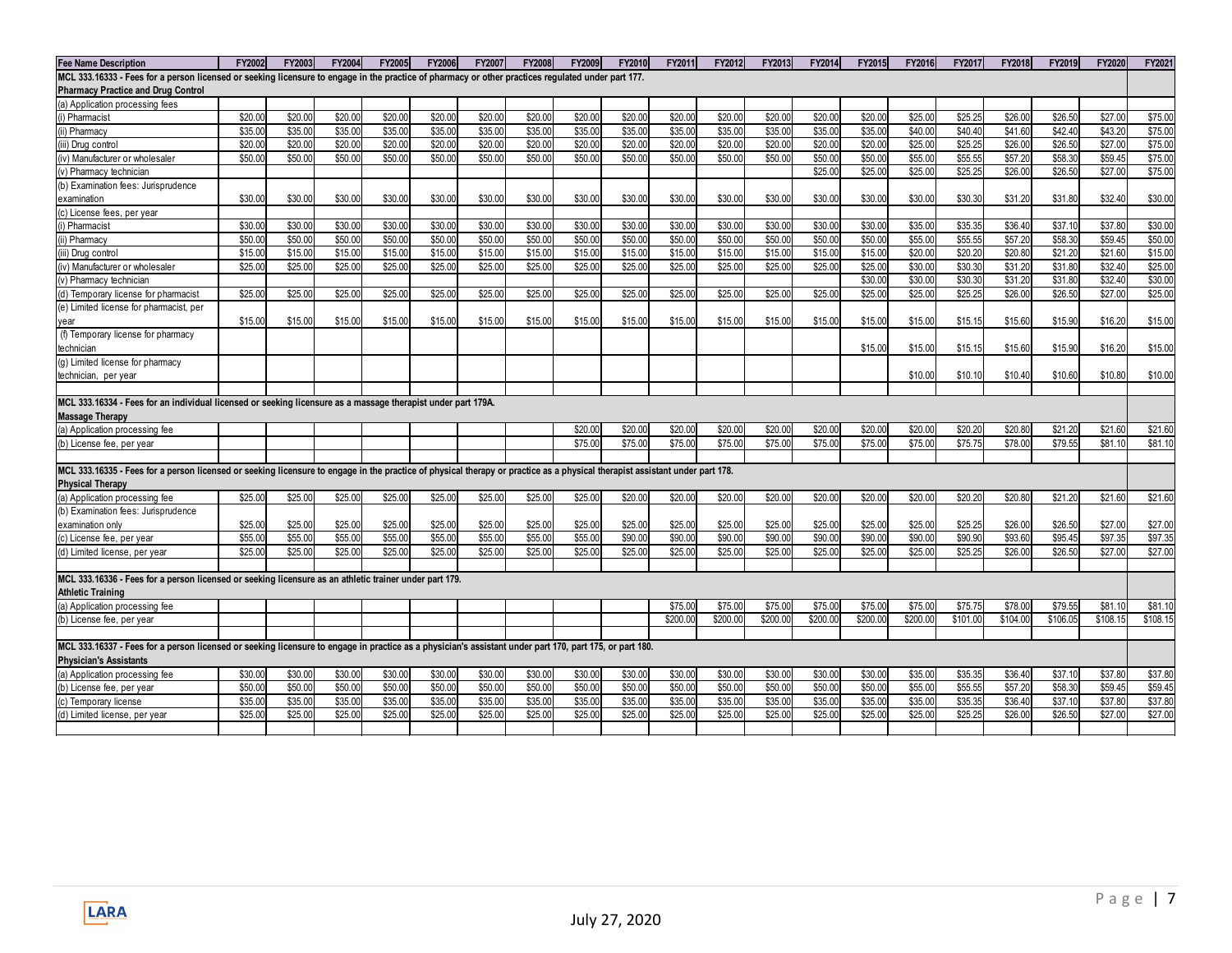| Fee Name Description | FY2002 | FY2003 | FY2004 | FY2005 | FY2006 | FY2007 | FY2008 | FY2009 | FY2010 | FY2011 | FY2012 | FY2013 | FY2014 | FY2015 | FY2016 | FY2017 | FY2018 | FY2019 | FY2020 | FY2021 |
|---|---|---|---|---|---|---|---|---|---|---|---|---|---|---|---|---|---|---|---|---|
| **MCL 333.16333 - Fees for a person licensed or seeking licensure to engage in the practice of pharmacy or other practices regulated under part 177.** | | | | | | | | | | | | | | | | | | | | |
| **Pharmacy Practice and Drug Control** | | | | | | | | | | | | | | | | | | | | |
| (a) Application processing fees | | | | | | | | | | | | | | | | | | | | |
| (i) Pharmacist | $20.00 | $20.00 | $20.00 | $20.00 | $20.00 | $20.00 | $20.00 | $20.00 | $20.00 | $20.00 | $20.00 | $20.00 | $20.00 | $20.00 | $25.00 | $25.25 | $26.00 | $26.50 | $27.00 | $75.00 |
| (ii) Pharmacy | $35.00 | $35.00 | $35.00 | $35.00 | $35.00 | $35.00 | $35.00 | $35.00 | $35.00 | $35.00 | $35.00 | $35.00 | $35.00 | $35.00 | $40.00 | $40.40 | $41.60 | $42.40 | $43.20 | $75.00 |
| (iii) Drug control | $20.00 | $20.00 | $20.00 | $20.00 | $20.00 | $20.00 | $20.00 | $20.00 | $20.00 | $20.00 | $20.00 | $20.00 | $20.00 | $20.00 | $25.00 | $25.25 | $26.00 | $26.50 | $27.00 | $75.00 |
| (iv) Manufacturer or wholesaler | $50.00 | $50.00 | $50.00 | $50.00 | $50.00 | $50.00 | $50.00 | $50.00 | $50.00 | $50.00 | $50.00 | $50.00 | $50.00 | $50.00 | $55.00 | $55.55 | $57.20 | $58.30 | $59.45 | $75.00 |
| (v) Pharmacy technician | | | | | | | | | | | | | $25.00 | $25.00 | $25.00 | $25.25 | $26.00 | $26.50 | $27.00 | $75.00 |
| (b) Examination fees: Jurisprudence examination | $30.00 | $30.00 | $30.00 | $30.00 | $30.00 | $30.00 | $30.00 | $30.00 | $30.00 | $30.00 | $30.00 | $30.00 | $30.00 | $30.00 | $30.00 | $30.30 | $31.20 | $31.80 | $32.40 | $30.00 |
| (c) License fees, per year | | | | | | | | | | | | | | | | | | | | |
| (i) Pharmacist | $30.00 | $30.00 | $30.00 | $30.00 | $30.00 | $30.00 | $30.00 | $30.00 | $30.00 | $30.00 | $30.00 | $30.00 | $30.00 | $30.00 | $35.00 | $35.35 | $36.40 | $37.10 | $37.80 | $30.00 |
| (ii) Pharmacy | $50.00 | $50.00 | $50.00 | $50.00 | $50.00 | $50.00 | $50.00 | $50.00 | $50.00 | $50.00 | $50.00 | $50.00 | $50.00 | $50.00 | $55.00 | $55.55 | $57.20 | $58.30 | $59.45 | $50.00 |
| (iii) Drug control | $15.00 | $15.00 | $15.00 | $15.00 | $15.00 | $15.00 | $15.00 | $15.00 | $15.00 | $15.00 | $15.00 | $15.00 | $15.00 | $15.00 | $20.00 | $20.20 | $20.80 | $21.20 | $21.60 | $15.00 |
| (iv) Manufacturer or wholesaler | $25.00 | $25.00 | $25.00 | $25.00 | $25.00 | $25.00 | $25.00 | $25.00 | $25.00 | $25.00 | $25.00 | $25.00 | $25.00 | $25.00 | $30.00 | $30.30 | $31.20 | $31.80 | $32.40 | $25.00 |
| (v) Pharmacy technician | | | | | | | | | | | | | | $30.00 | $30.00 | $30.30 | $31.20 | $31.80 | $32.40 | $30.00 |
| (d) Temporary license for pharmacist | $25.00 | $25.00 | $25.00 | $25.00 | $25.00 | $25.00 | $25.00 | $25.00 | $25.00 | $25.00 | $25.00 | $25.00 | $25.00 | $25.00 | $25.00 | $25.25 | $26.00 | $26.50 | $27.00 | $25.00 |
| (e) Limited license for pharmacist, per year | $15.00 | $15.00 | $15.00 | $15.00 | $15.00 | $15.00 | $15.00 | $15.00 | $15.00 | $15.00 | $15.00 | $15.00 | $15.00 | $15.00 | $15.00 | $15.15 | $15.60 | $15.90 | $16.20 | $15.00 |
| (f) Temporary license for pharmacy technician | | | | | | | | | | | | | | $15.00 | $15.00 | $15.15 | $15.60 | $15.90 | $16.20 | $15.00 |
| (g) Limited license for pharmacy technician, per year | | | | | | | | | | | | | | | $10.00 | $10.10 | $10.40 | $10.60 | $10.80 | $10.00 |
| | | | | | | | | | | | | | | | | | | | | |
| **MCL 333.16334 - Fees for an individual licensed or seeking licensure as a massage therapist under part 179A.** | | | | | | | | | | | | | | | | | | | | |
| **Massage Therapy** | | | | | | | | | | | | | | | | | | | | |
| (a) Application processing fee | | | | | | | | $20.00 | $20.00 | $20.00 | $20.00 | $20.00 | $20.00 | $20.00 | $20.00 | $20.20 | $20.80 | $21.20 | $21.60 | $21.60 |
| (b) License fee, per year | | | | | | | | $75.00 | $75.00 | $75.00 | $75.00 | $75.00 | $75.00 | $75.00 | $75.00 | $75.75 | $78.00 | $79.55 | $81.10 | $81.10 |
| | | | | | | | | | | | | | | | | | | | | |
| **MCL 333.16335 - Fees for a person licensed or seeking licensure to engage in the practice of physical therapy or practice as a physical therapist assistant under part 178.** | | | | | | | | | | | | | | | | | | | | |
| **Physical Therapy** | | | | | | | | | | | | | | | | | | | | |
| (a) Application processing fee | $25.00 | $25.00 | $25.00 | $25.00 | $25.00 | $25.00 | $25.00 | $25.00 | $20.00 | $20.00 | $20.00 | $20.00 | $20.00 | $20.00 | $20.00 | $20.20 | $20.80 | $21.20 | $21.60 | $21.60 |
| (b) Examination fees: Jurisprudence examination only | $25.00 | $25.00 | $25.00 | $25.00 | $25.00 | $25.00 | $25.00 | $25.00 | $25.00 | $25.00 | $25.00 | $25.00 | $25.00 | $25.00 | $25.00 | $25.25 | $26.00 | $26.50 | $27.00 | $27.00 |
| (c) License fee, per year | $55.00 | $55.00 | $55.00 | $55.00 | $55.00 | $55.00 | $55.00 | $55.00 | $90.00 | $90.00 | $90.00 | $90.00 | $90.00 | $90.00 | $90.00 | $90.90 | $93.60 | $95.45 | $97.35 | $97.35 |
| (d) Limited license, per year | $25.00 | $25.00 | $25.00 | $25.00 | $25.00 | $25.00 | $25.00 | $25.00 | $25.00 | $25.00 | $25.00 | $25.00 | $25.00 | $25.00 | $25.00 | $25.25 | $26.00 | $26.50 | $27.00 | $27.00 |
| | | | | | | | | | | | | | | | | | | | | |
| **MCL 333.16336 - Fees for a person licensed or seeking licensure as an athletic trainer under part 179.** | | | | | | | | | | | | | | | | | | | | |
| **Athletic Training** | | | | | | | | | | | | | | | | | | | | |
| (a) Application processing fee | | | | | | | | | | $75.00 | $75.00 | $75.00 | $75.00 | $75.00 | $75.00 | $75.75 | $78.00 | $79.55 | $81.10 | $81.10 |
| (b) License fee, per year | | | | | | | | | | $200.00 | $200.00 | $200.00 | $200.00 | $200.00 | $200.00 | $101.00 | $104.00 | $106.05 | $108.15 | $108.15 |
| | | | | | | | | | | | | | | | | | | | | |
| **MCL 333.16337 - Fees for a person licensed or seeking licensure to engage in practice as a physician's assistant under part 170, part 175, or part 180.** | | | | | | | | | | | | | | | | | | | | |
| **Physician's Assistants** | | | | | | | | | | | | | | | | | | | | |
| (a) Application processing fee | $30.00 | $30.00 | $30.00 | $30.00 | $30.00 | $30.00 | $30.00 | $30.00 | $30.00 | $30.00 | $30.00 | $30.00 | $30.00 | $30.00 | $35.00 | $35.35 | $36.40 | $37.10 | $37.80 | $37.80 |
| (b) License fee, per year | $50.00 | $50.00 | $50.00 | $50.00 | $50.00 | $50.00 | $50.00 | $50.00 | $50.00 | $50.00 | $50.00 | $50.00 | $50.00 | $50.00 | $55.00 | $55.55 | $57.20 | $58.30 | $59.45 | $59.45 |
| (c) Temporary license | $35.00 | $35.00 | $35.00 | $35.00 | $35.00 | $35.00 | $35.00 | $35.00 | $35.00 | $35.00 | $35.00 | $35.00 | $35.00 | $35.00 | $35.00 | $35.35 | $36.40 | $37.10 | $37.80 | $37.80 |
| (d) Limited license, per year | $25.00 | $25.00 | $25.00 | $25.00 | $25.00 | $25.00 | $25.00 | $25.00 | $25.00 | $25.00 | $25.00 | $25.00 | $25.00 | $25.00 | $25.00 | $25.25 | $26.00 | $26.50 | $27.00 | $27.00 |

July 27, 2020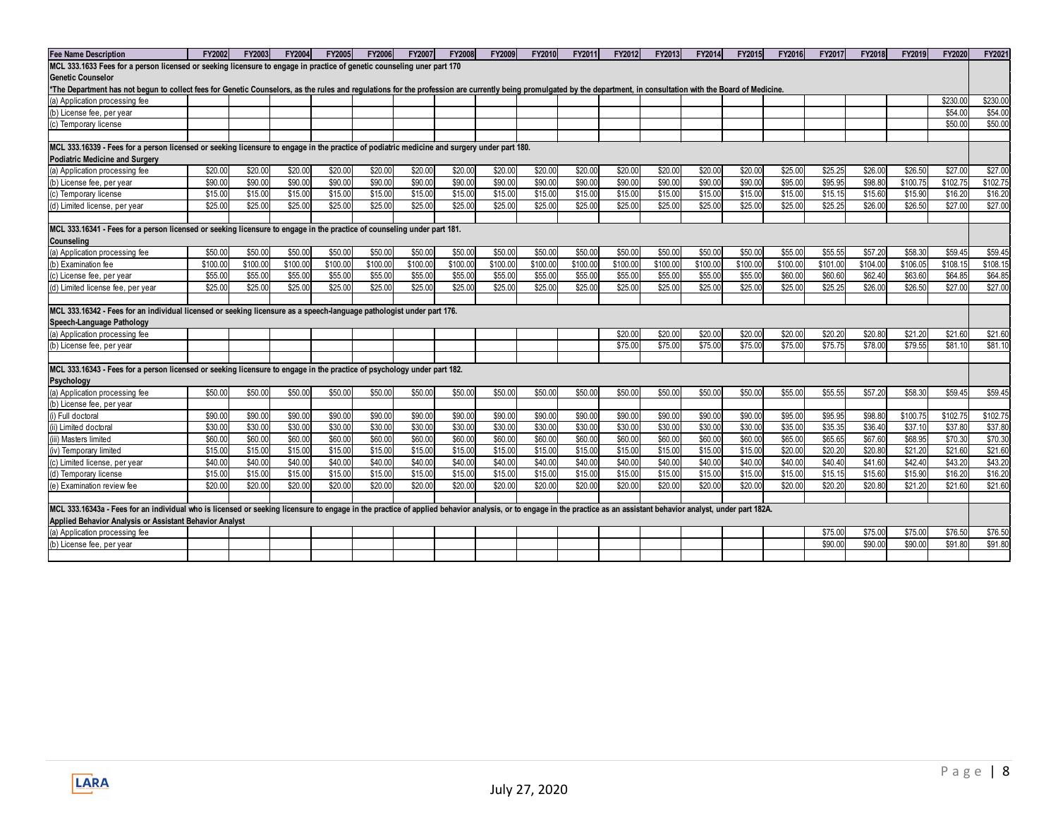| Fee Name Description | FY2002 | FY2003 | FY2004 | FY2005 | FY2006 | FY2007 | FY2008 | FY2009 | FY2010 | FY2011 | FY2012 | FY2013 | FY2014 | FY2015 | FY2016 | FY2017 | FY2018 | FY2019 | FY2020 | FY2021 |
|---|---|---|---|---|---|---|---|---|---|---|---|---|---|---|---|---|---|---|---|---|
| MCL 333.1633 Fees for a person licensed or seeking licensure to engage in practice of genetic counseling uner part 170 | | | | | | | | | | | | | | | | | | | | |
| **Genetic Counselor** | | | | | | | | | | | | | | | | | | | | |
| *The Department has not begun to collect fees for Genetic Counselors, as the rules and regulations for the profession are currently being promulgated by the department, in consultation with the Board of Medicine. | | | | | | | | | | | | | | | | | | | | |
| (a) Application processing fee | | | | | | | | | | | | | | | | | | | $230.00 | $230.00 |
| (b) License fee, per year | | | | | | | | | | | | | | | | | | | $54.00 | $54.00 |
| (c) Temporary license | | | | | | | | | | | | | | | | | | | $50.00 | $50.00 |
| | | | | | | | | | | | | | | | | | | | | |
| MCL 333.16339 - Fees for a person licensed or seeking licensure to engage in the practice of podiatric medicine and surgery under part 180. | | | | | | | | | | | | | | | | | | | | |
| **Podiatric Medicine and Surgery** | | | | | | | | | | | | | | | | | | | | |
| (a) Application processing fee | $20.00 | $20.00 | $20.00 | $20.00 | $20.00 | $20.00 | $20.00 | $20.00 | $20.00 | $20.00 | $20.00 | $20.00 | $20.00 | $20.00 | $25.00 | $25.25 | $26.00 | $26.50 | $27.00 | $27.00 |
| (b) License fee, per year | $90.00 | $90.00 | $90.00 | $90.00 | $90.00 | $90.00 | $90.00 | $90.00 | $90.00 | $90.00 | $90.00 | $90.00 | $90.00 | $90.00 | $95.00 | $95.95 | $98.80 | $100.75 | $102.75 | $102.75 |
| (c) Temporary license | $15.00 | $15.00 | $15.00 | $15.00 | $15.00 | $15.00 | $15.00 | $15.00 | $15.00 | $15.00 | $15.00 | $15.00 | $15.00 | $15.00 | $15.00 | $15.15 | $15.60 | $15.90 | $16.20 | $16.20 |
| (d) Limited license, per year | $25.00 | $25.00 | $25.00 | $25.00 | $25.00 | $25.00 | $25.00 | $25.00 | $25.00 | $25.00 | $25.00 | $25.00 | $25.00 | $25.00 | $25.00 | $25.25 | $26.00 | $26.50 | $27.00 | $27.00 |
| | | | | | | | | | | | | | | | | | | | | |
| MCL 333.16341 - Fees for a person licensed or seeking licensure to engage in the practice of counseling under part 181. | | | | | | | | | | | | | | | | | | | | |
| **Counseling** | | | | | | | | | | | | | | | | | | | | |
| (a) Application processing fee | $50.00 | $50.00 | $50.00 | $50.00 | $50.00 | $50.00 | $50.00 | $50.00 | $50.00 | $50.00 | $50.00 | $50.00 | $50.00 | $50.00 | $55.00 | $55.55 | $57.20 | $58.30 | $59.45 | $59.45 |
| (b) Examination fee | $100.00 | $100.00 | $100.00 | $100.00 | $100.00 | $100.00 | $100.00 | $100.00 | $100.00 | $100.00 | $100.00 | $100.00 | $100.00 | $100.00 | $100.00 | $101.00 | $104.00 | $106.05 | $108.15 | $108.15 |
| (c) License fee, per year | $55.00 | $55.00 | $55.00 | $55.00 | $55.00 | $55.00 | $55.00 | $55.00 | $55.00 | $55.00 | $55.00 | $55.00 | $55.00 | $55.00 | $60.00 | $60.60 | $62.40 | $63.60 | $64.85 | $64.85 |
| (d) Limited license fee, per year | $25.00 | $25.00 | $25.00 | $25.00 | $25.00 | $25.00 | $25.00 | $25.00 | $25.00 | $25.00 | $25.00 | $25.00 | $25.00 | $25.00 | $25.00 | $25.25 | $26.00 | $26.50 | $27.00 | $27.00 |
| | | | | | | | | | | | | | | | | | | | | |
| MCL 333.16342 - Fees for an individual licensed or seeking licensure as a speech-language pathologist under part 176. | | | | | | | | | | | | | | | | | | | | |
| **Speech-Language Pathology** | | | | | | | | | | | | | | | | | | | | |
| (a) Application processing fee | | | | | | | | | | | $20.00 | $20.00 | $20.00 | $20.00 | $20.00 | $20.20 | $20.80 | $21.20 | $21.60 | $21.60 |
| (b) License fee, per year | | | | | | | | | | | $75.00 | $75.00 | $75.00 | $75.00 | $75.00 | $75.75 | $78.00 | $79.55 | $81.10 | $81.10 |
| | | | | | | | | | | | | | | | | | | | | |
| MCL 333.16343 - Fees for a person licensed or seeking licensure to engage in the practice of psychology under part 182. | | | | | | | | | | | | | | | | | | | | |
| **Psychology** | | | | | | | | | | | | | | | | | | | | |
| (a) Application processing fee | $50.00 | $50.00 | $50.00 | $50.00 | $50.00 | $50.00 | $50.00 | $50.00 | $50.00 | $50.00 | $50.00 | $50.00 | $50.00 | $50.00 | $55.00 | $55.55 | $57.20 | $58.30 | $59.45 | $59.45 |
| (b) License fee, per year | | | | | | | | | | | | | | | | | | | | |
| (i) Full doctoral | $90.00 | $90.00 | $90.00 | $90.00 | $90.00 | $90.00 | $90.00 | $90.00 | $90.00 | $90.00 | $90.00 | $90.00 | $90.00 | $90.00 | $95.00 | $95.95 | $98.80 | $100.75 | $102.75 | $102.75 |
| (ii) Limited doctoral | $30.00 | $30.00 | $30.00 | $30.00 | $30.00 | $30.00 | $30.00 | $30.00 | $30.00 | $30.00 | $30.00 | $30.00 | $30.00 | $30.00 | $35.00 | $35.35 | $36.40 | $37.10 | $37.80 | $37.80 |
| (iii) Masters limited | $60.00 | $60.00 | $60.00 | $60.00 | $60.00 | $60.00 | $60.00 | $60.00 | $60.00 | $60.00 | $60.00 | $60.00 | $60.00 | $60.00 | $65.00 | $65.65 | $67.60 | $68.95 | $70.30 | $70.30 |
| (iv) Temporary limited | $15.00 | $15.00 | $15.00 | $15.00 | $15.00 | $15.00 | $15.00 | $15.00 | $15.00 | $15.00 | $15.00 | $15.00 | $15.00 | $15.00 | $20.00 | $20.20 | $20.80 | $21.20 | $21.60 | $21.60 |
| (c) Limited license, per year | $40.00 | $40.00 | $40.00 | $40.00 | $40.00 | $40.00 | $40.00 | $40.00 | $40.00 | $40.00 | $40.00 | $40.00 | $40.00 | $40.00 | $40.00 | $40.40 | $41.60 | $42.40 | $43.20 | $43.20 |
| (d) Temporary license | $15.00 | $15.00 | $15.00 | $15.00 | $15.00 | $15.00 | $15.00 | $15.00 | $15.00 | $15.00 | $15.00 | $15.00 | $15.00 | $15.00 | $15.00 | $15.15 | $15.60 | $15.90 | $16.20 | $16.20 |
| (e) Examination review fee | $20.00 | $20.00 | $20.00 | $20.00 | $20.00 | $20.00 | $20.00 | $20.00 | $20.00 | $20.00 | $20.00 | $20.00 | $20.00 | $20.00 | $20.00 | $20.20 | $20.80 | $21.20 | $21.60 | $21.60 |
| | | | | | | | | | | | | | | | | | | | | |
| MCL 333.16343a - Fees for an individual who is licensed or seeking licensure to engage in the practice of applied behavior analysis, or to engage in the practice as an assistant behavior analyst, under part 182A. | | | | | | | | | | | | | | | | | | | | |
| **Applied Behavior Analysis or Assistant Behavior Analyst** | | | | | | | | | | | | | | | | | | | | |
| (a) Application processing fee | | | | | | | | | | | | | | | | $75.00 | $75.00 | $75.00 | $76.50 | $76.50 |
| (b) License fee, per year | | | | | | | | | | | | | | | | $90.00 | $90.00 | $90.00 | $91.80 | $91.80 |

July 27, 2020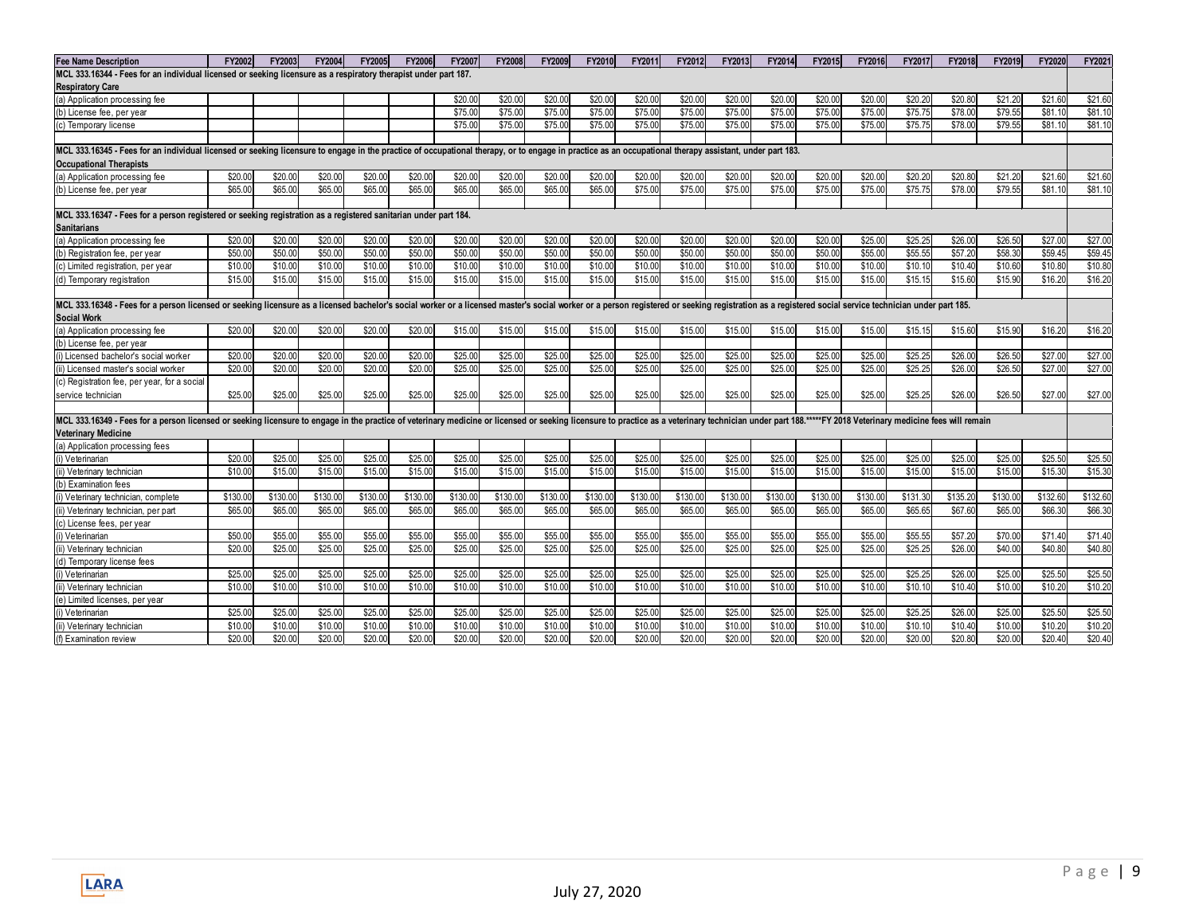| Fee Name Description | FY2002 | FY2003 | FY2004 | FY2005 | FY2006 | FY2007 | FY2008 | FY2009 | FY2010 | FY2011 | FY2012 | FY2013 | FY2014 | FY2015 | FY2016 | FY2017 | FY2018 | FY2019 | FY2020 | FY2021 |
|---|---|---|---|---|---|---|---|---|---|---|---|---|---|---|---|---|---|---|---|---|
| **MCL 333.16344 - Fees for an individual licensed or seeking licensure as a respiratory therapist under part 187.** | | | | | | | | | | | | | | | | | | | | |
| **Respiratory Care** | | | | | | | | | | | | | | | | | | | | |
| (a) Application processing fee | | | | | | $20.00 | $20.00 | $20.00 | $20.00 | $20.00 | $20.00 | $20.00 | $20.00 | $20.00 | $20.00 | $20.20 | $20.80 | $21.20 | $21.60 | $21.60 |
| (b) License fee, per year | | | | | | $75.00 | $75.00 | $75.00 | $75.00 | $75.00 | $75.00 | $75.00 | $75.00 | $75.00 | $75.00 | $75.75 | $78.00 | $79.55 | $81.10 | $81.10 |
| (c) Temporary license | | | | | | $75.00 | $75.00 | $75.00 | $75.00 | $75.00 | $75.00 | $75.00 | $75.00 | $75.00 | $75.00 | $75.75 | $78.00 | $79.55 | $81.10 | $81.10 |
| **MCL 333.16345 - Fees for an individual licensed or seeking licensure to engage in the practice of occupational therapy, or to engage in practice as an occupational therapy assistant, under part 183.** | | | | | | | | | | | | | | | | | | | | |
| **Occupational Therapists** | | | | | | | | | | | | | | | | | | | | |
| (a) Application processing fee | $20.00 | $20.00 | $20.00 | $20.00 | $20.00 | $20.00 | $20.00 | $20.00 | $20.00 | $20.00 | $20.00 | $20.00 | $20.00 | $20.00 | $20.00 | $20.20 | $20.80 | $21.20 | $21.60 | $21.60 |
| (b) License fee, per year | $65.00 | $65.00 | $65.00 | $65.00 | $65.00 | $65.00 | $65.00 | $65.00 | $65.00 | $75.00 | $75.00 | $75.00 | $75.00 | $75.00 | $75.00 | $75.75 | $78.00 | $79.55 | $81.10 | $81.10 |
| **MCL 333.16347 - Fees for a person registered or seeking registration as a registered sanitarian under part 184.** | | | | | | | | | | | | | | | | | | | | |
| **Sanitarians** | | | | | | | | | | | | | | | | | | | | |
| (a) Application processing fee | $20.00 | $20.00 | $20.00 | $20.00 | $20.00 | $20.00 | $20.00 | $20.00 | $20.00 | $20.00 | $20.00 | $20.00 | $20.00 | $20.00 | $25.00 | $25.25 | $26.00 | $26.50 | $27.00 | $27.00 |
| (b) Registration fee, per year | $50.00 | $50.00 | $50.00 | $50.00 | $50.00 | $50.00 | $50.00 | $50.00 | $50.00 | $50.00 | $50.00 | $50.00 | $50.00 | $50.00 | $55.00 | $55.55 | $57.20 | $58.30 | $59.45 | $59.45 |
| (c) Limited registration, per year | $10.00 | $10.00 | $10.00 | $10.00 | $10.00 | $10.00 | $10.00 | $10.00 | $10.00 | $10.00 | $10.00 | $10.00 | $10.00 | $10.00 | $10.00 | $10.10 | $10.40 | $10.60 | $10.80 | $10.80 |
| (d) Temporary registration | $15.00 | $15.00 | $15.00 | $15.00 | $15.00 | $15.00 | $15.00 | $15.00 | $15.00 | $15.00 | $15.00 | $15.00 | $15.00 | $15.00 | $15.00 | $15.15 | $15.60 | $15.90 | $16.20 | $16.20 |
| **MCL 333.16348 - Fees for a person licensed or seeking licensure as a licensed bachelor's social worker or a licensed master's social worker or a person registered or seeking registration as a registered social service technician under part 185.** | | | | | | | | | | | | | | | | | | | | |
| **Social Work** | | | | | | | | | | | | | | | | | | | | |
| (a) Application processing fee | $20.00 | $20.00 | $20.00 | $20.00 | $20.00 | $15.00 | $15.00 | $15.00 | $15.00 | $15.00 | $15.00 | $15.00 | $15.00 | $15.00 | $15.00 | $15.15 | $15.60 | $15.90 | $16.20 | $16.20 |
| (b) License fee, per year | | | | | | | | | | | | | | | | | | | | |
| (i) Licensed bachelor's social worker | $20.00 | $20.00 | $20.00 | $20.00 | $20.00 | $25.00 | $25.00 | $25.00 | $25.00 | $25.00 | $25.00 | $25.00 | $25.00 | $25.00 | $25.00 | $25.25 | $26.00 | $26.50 | $27.00 | $27.00 |
| (ii) Licensed master's social worker | $20.00 | $20.00 | $20.00 | $20.00 | $20.00 | $25.00 | $25.00 | $25.00 | $25.00 | $25.00 | $25.00 | $25.00 | $25.00 | $25.00 | $25.00 | $25.25 | $26.00 | $26.50 | $27.00 | $27.00 |
| (c) Registration fee, per year, for a social service technician | $25.00 | $25.00 | $25.00 | $25.00 | $25.00 | $25.00 | $25.00 | $25.00 | $25.00 | $25.00 | $25.00 | $25.00 | $25.00 | $25.00 | $25.00 | $25.25 | $26.00 | $26.50 | $27.00 | $27.00 |
| **MCL 333.16349 - Fees for a person licensed or seeking licensure to engage in the practice of veterinary medicine or licensed or seeking licensure to practice as a veterinary technician under part 188.*****FY 2018 Veterinary medicine fees will remain** | | | | | | | | | | | | | | | | | | | | |
| **Veterinary Medicine** | | | | | | | | | | | | | | | | | | | | |
| (a) Application processing fees | | | | | | | | | | | | | | | | | | | | |
| (i) Veterinarian | $20.00 | $25.00 | $25.00 | $25.00 | $25.00 | $25.00 | $25.00 | $25.00 | $25.00 | $25.00 | $25.00 | $25.00 | $25.00 | $25.00 | $25.00 | $25.00 | $25.00 | $25.00 | $25.50 | $25.50 |
| (ii) Veterinary technician | $10.00 | $15.00 | $15.00 | $15.00 | $15.00 | $15.00 | $15.00 | $15.00 | $15.00 | $15.00 | $15.00 | $15.00 | $15.00 | $15.00 | $15.00 | $15.00 | $15.00 | $15.00 | $15.30 | $15.30 |
| (b) Examination fees | | | | | | | | | | | | | | | | | | | | |
| (i) Veterinary technician, complete | $130.00 | $130.00 | $130.00 | $130.00 | $130.00 | $130.00 | $130.00 | $130.00 | $130.00 | $130.00 | $130.00 | $130.00 | $130.00 | $130.00 | $130.00 | $131.30 | $135.20 | $130.00 | $132.60 | $132.60 |
| (ii) Veterinary technician, per part | $65.00 | $65.00 | $65.00 | $65.00 | $65.00 | $65.00 | $65.00 | $65.00 | $65.00 | $65.00 | $65.00 | $65.00 | $65.00 | $65.00 | $65.00 | $65.65 | $67.60 | $65.00 | $66.30 | $66.30 |
| (c) License fees, per year | | | | | | | | | | | | | | | | | | | | |
| (i) Veterinarian | $50.00 | $55.00 | $55.00 | $55.00 | $55.00 | $55.00 | $55.00 | $55.00 | $55.00 | $55.00 | $55.00 | $55.00 | $55.00 | $55.00 | $55.00 | $55.55 | $57.20 | $70.00 | $71.40 | $71.40 |
| (ii) Veterinary technician | $20.00 | $25.00 | $25.00 | $25.00 | $25.00 | $25.00 | $25.00 | $25.00 | $25.00 | $25.00 | $25.00 | $25.00 | $25.00 | $25.00 | $25.00 | $25.25 | $26.00 | $40.00 | $40.80 | $40.80 |
| (d) Temporary license fees | | | | | | | | | | | | | | | | | | | | |
| (i) Veterinarian | $25.00 | $25.00 | $25.00 | $25.00 | $25.00 | $25.00 | $25.00 | $25.00 | $25.00 | $25.00 | $25.00 | $25.00 | $25.00 | $25.00 | $25.00 | $25.25 | $26.00 | $25.00 | $25.50 | $25.50 |
| (ii) Veterinary technician | $10.00 | $10.00 | $10.00 | $10.00 | $10.00 | $10.00 | $10.00 | $10.00 | $10.00 | $10.00 | $10.00 | $10.00 | $10.00 | $10.00 | $10.00 | $10.10 | $10.40 | $10.00 | $10.20 | $10.20 |
| (e) Limited licenses, per year | | | | | | | | | | | | | | | | | | | | |
| (i) Veterinarian | $25.00 | $25.00 | $25.00 | $25.00 | $25.00 | $25.00 | $25.00 | $25.00 | $25.00 | $25.00 | $25.00 | $25.00 | $25.00 | $25.00 | $25.00 | $25.25 | $26.00 | $25.00 | $25.50 | $25.50 |
| (ii) Veterinary technician | $10.00 | $10.00 | $10.00 | $10.00 | $10.00 | $10.00 | $10.00 | $10.00 | $10.00 | $10.00 | $10.00 | $10.00 | $10.00 | $10.00 | $10.00 | $10.10 | $10.40 | $10.00 | $10.20 | $10.20 |
| (f) Examination review | $20.00 | $20.00 | $20.00 | $20.00 | $20.00 | $20.00 | $20.00 | $20.00 | $20.00 | $20.00 | $20.00 | $20.00 | $20.00 | $20.00 | $20.00 | $20.00 | $20.80 | $20.00 | $20.40 | $20.40 |